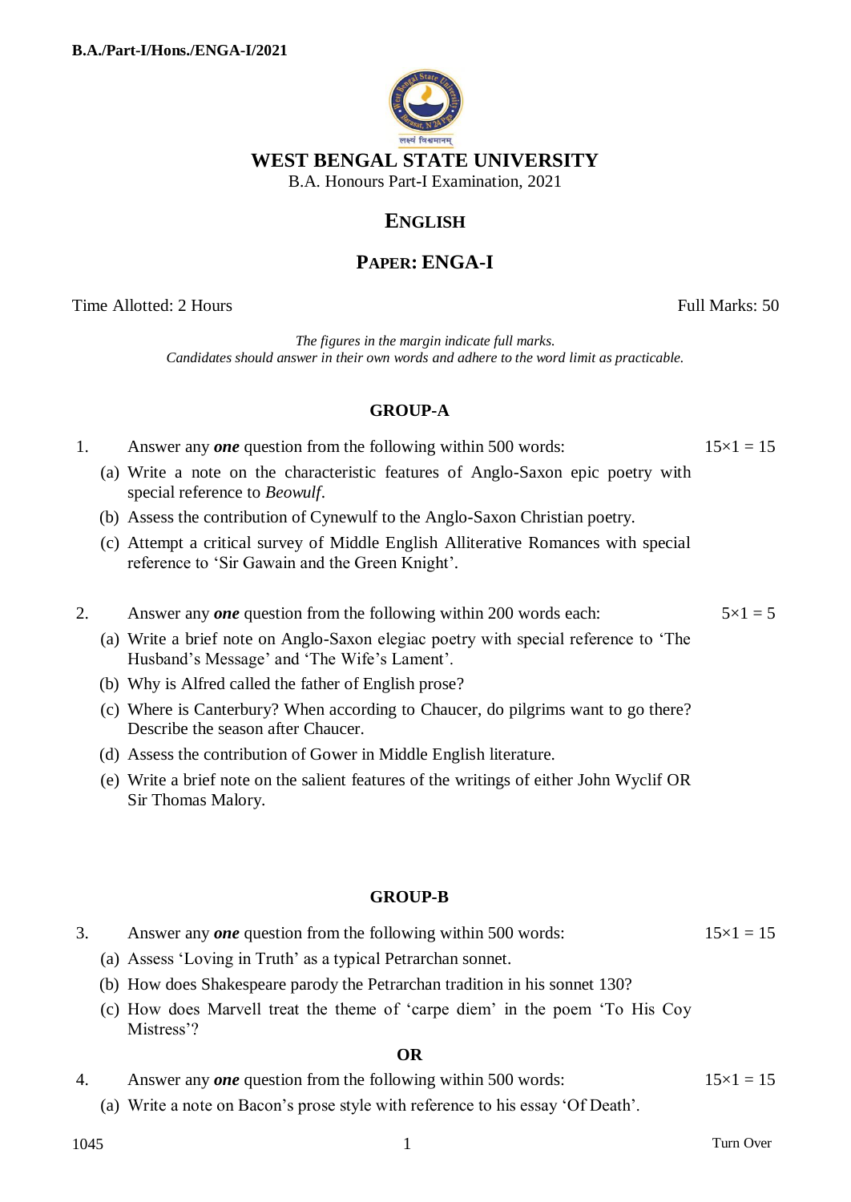B.A./Part-I/Hons./ENGA-I/2021

# WEST BENGAL STATE UNIVERSITY

B.A. Honours Part-I Examination, 2021

## ENGLISH

## PAPER: ENGA-I

Time Allotted: 2 Hours | Full Marks: 50

*The figures in the margin indicate full marks.*
*Candidates should answer in their own words and adhere to the word limit as practicable.*

### GROUP-A

1. Answer any ***one*** question from the following within 500 words: $15\times1 = 15$

   (a) Write a note on the characteristic features of Anglo-Saxon epic poetry with special reference to *Beowulf*.

   (b) Assess the contribution of Cynewulf to the Anglo-Saxon Christian poetry.

   (c) Attempt a critical survey of Middle English Alliterative Romances with special reference to 'Sir Gawain and the Green Knight'.

2. Answer any ***one*** question from the following within 200 words each: $5\times1 = 5$

   (a) Write a brief note on Anglo-Saxon elegiac poetry with special reference to 'The Husband's Message' and 'The Wife's Lament'.

   (b) Why is Alfred called the father of English prose?

   (c) Where is Canterbury? When according to Chaucer, do pilgrims want to go there? Describe the season after Chaucer.

   (d) Assess the contribution of Gower in Middle English literature.

   (e) Write a brief note on the salient features of the writings of either John Wyclif OR Sir Thomas Malory.

### GROUP-B

3. Answer any ***one*** question from the following within 500 words: $15\times1 = 15$

   (a) Assess 'Loving in Truth' as a typical Petrarchan sonnet.

   (b) How does Shakespeare parody the Petrarchan tradition in his sonnet 130?

   (c) How does Marvell treat the theme of 'carpe diem' in the poem 'To His Coy Mistress'?

**OR**

4. Answer any ***one*** question from the following within 500 words: $15\times1 = 15$

   (a) Write a note on Bacon's prose style with reference to his essay 'Of Death'.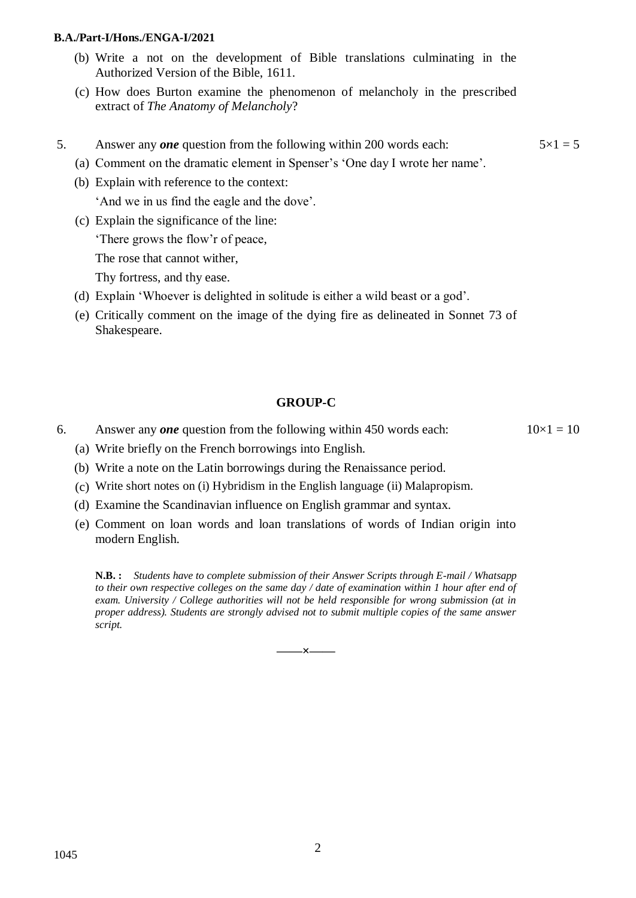(b) Write a not on the development of Bible translations culminating in the Authorized Version of the Bible, 1611.

(c) How does Burton examine the phenomenon of melancholy in the prescribed extract of *The Anatomy of Melancholy*?

5. Answer any ***one*** question from the following within 200 words each: 5×1 = 5

(a) Comment on the dramatic element in Spenser's 'One day I wrote her name'.

(b) Explain with reference to the context:

'And we in us find the eagle and the dove'.

(c) Explain the significance of the line:

'There grows the flow'r of peace,

The rose that cannot wither,

Thy fortress, and thy ease.

(d) Explain 'Whoever is delighted in solitude is either a wild beast or a god'.

(e) Critically comment on the image of the dying fire as delineated in Sonnet 73 of Shakespeare.

## GROUP-C

6. Answer any ***one*** question from the following within 450 words each: 10×1 = 10

(a) Write briefly on the French borrowings into English.

(b) Write a note on the Latin borrowings during the Renaissance period.

(c) Write short notes on (i) Hybridism in the English language (ii) Malapropism.

(d) Examine the Scandinavian influence on English grammar and syntax.

(e) Comment on loan words and loan translations of words of Indian origin into modern English.

**N.B. :** *Students have to complete submission of their Answer Scripts through E-mail / Whatsapp to their own respective colleges on the same day / date of examination within 1 hour after end of exam. University / College authorities will not be held responsible for wrong submission (at in proper address). Students are strongly advised not to submit multiple copies of the same answer script.*

——×——